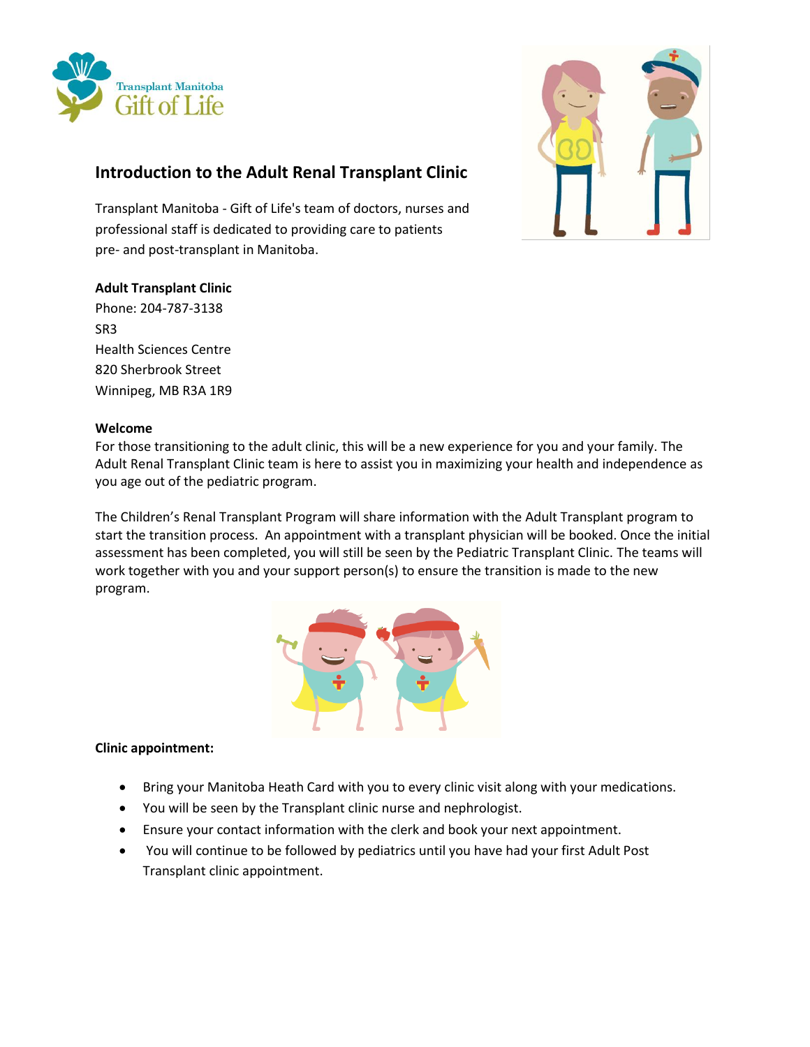Transplant Manitoba
Gift of Life

# Introduction to the Adult Renal Transplant Clinic

Transplant Manitoba - Gift of Life's team of doctors, nurses and professional staff is dedicated to providing care to patients pre- and post-transplant in Manitoba.

**Adult Transplant Clinic**
Phone: 204-787-3138
SR3
Health Sciences Centre
820 Sherbrook Street
Winnipeg, MB R3A 1R9

**Welcome**

For those transitioning to the adult clinic, this will be a new experience for you and your family. The Adult Renal Transplant Clinic team is here to assist you in maximizing your health and independence as you age out of the pediatric program.

The Children's Renal Transplant Program will share information with the Adult Transplant program to start the transition process. An appointment with a transplant physician will be booked. Once the initial assessment has been completed, you will still be seen by the Pediatric Transplant Clinic. The teams will work together with you and your support person(s) to ensure the transition is made to the new program.

**Clinic appointment:**

- Bring your Manitoba Heath Card with you to every clinic visit along with your medications.
- You will be seen by the Transplant clinic nurse and nephrologist.
- Ensure your contact information with the clerk and book your next appointment.
- You will continue to be followed by pediatrics until you have had your first Adult Post Transplant clinic appointment.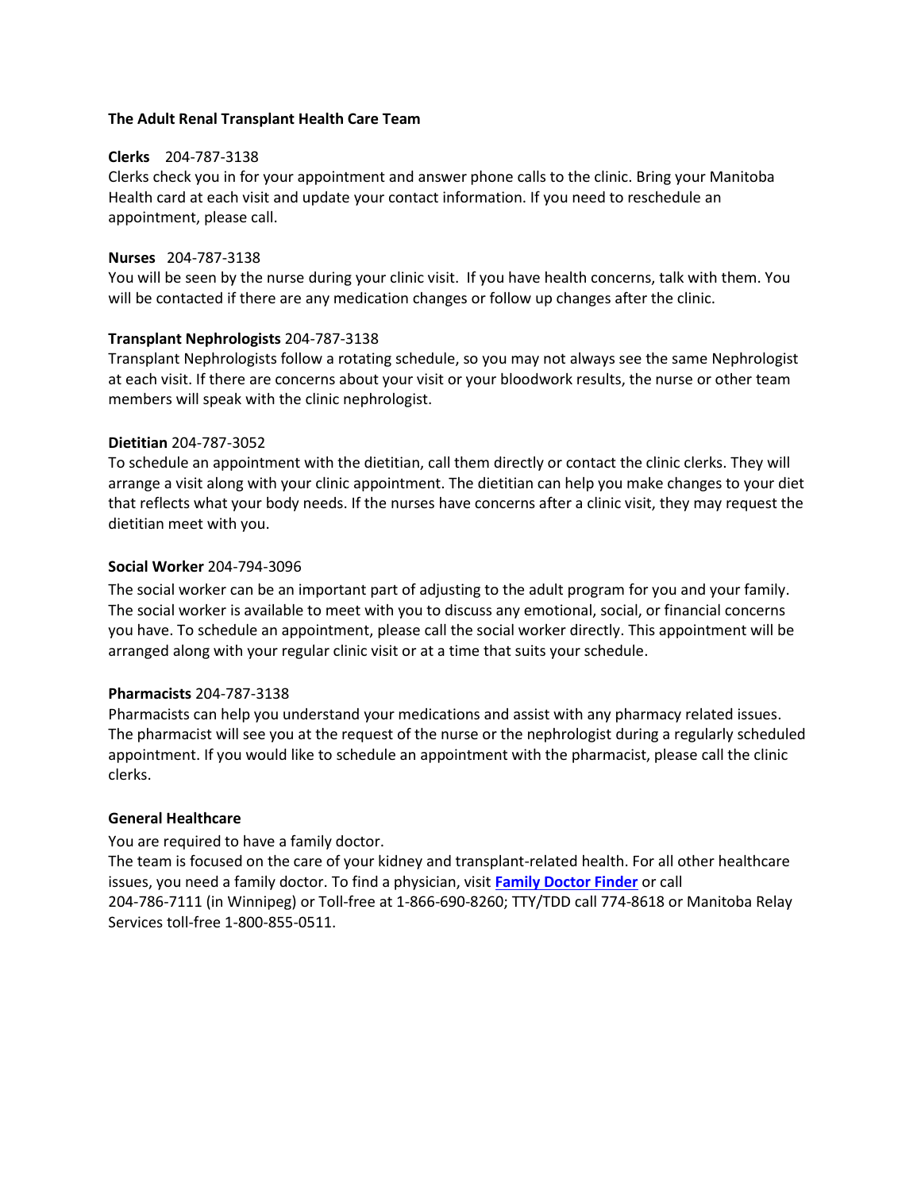**The Adult Renal Transplant Health Care Team**

**Clerks** 204-787-3138
Clerks check you in for your appointment and answer phone calls to the clinic. Bring your Manitoba Health card at each visit and update your contact information. If you need to reschedule an appointment, please call.

**Nurses** 204-787-3138
You will be seen by the nurse during your clinic visit. If you have health concerns, talk with them. You will be contacted if there are any medication changes or follow up changes after the clinic.

**Transplant Nephrologists** 204-787-3138
Transplant Nephrologists follow a rotating schedule, so you may not always see the same Nephrologist at each visit. If there are concerns about your visit or your bloodwork results, the nurse or other team members will speak with the clinic nephrologist.

**Dietitian** 204-787-3052
To schedule an appointment with the dietitian, call them directly or contact the clinic clerks. They will arrange a visit along with your clinic appointment. The dietitian can help you make changes to your diet that reflects what your body needs. If the nurses have concerns after a clinic visit, they may request the dietitian meet with you.

**Social Worker** 204-794-3096

The social worker can be an important part of adjusting to the adult program for you and your family. The social worker is available to meet with you to discuss any emotional, social, or financial concerns you have. To schedule an appointment, please call the social worker directly. This appointment will be arranged along with your regular clinic visit or at a time that suits your schedule.

**Pharmacists** 204-787-3138
Pharmacists can help you understand your medications and assist with any pharmacy related issues. The pharmacist will see you at the request of the nurse or the nephrologist during a regularly scheduled appointment. If you would like to schedule an appointment with the pharmacist, please call the clinic clerks.

**General Healthcare**

You are required to have a family doctor.
The team is focused on the care of your kidney and transplant-related health. For all other healthcare issues, you need a family doctor. To find a physician, visit **Family Doctor Finder** or call 204-786-7111 (in Winnipeg) or Toll-free at 1-866-690-8260; TTY/TDD call 774-8618 or Manitoba Relay Services toll-free 1-800-855-0511.